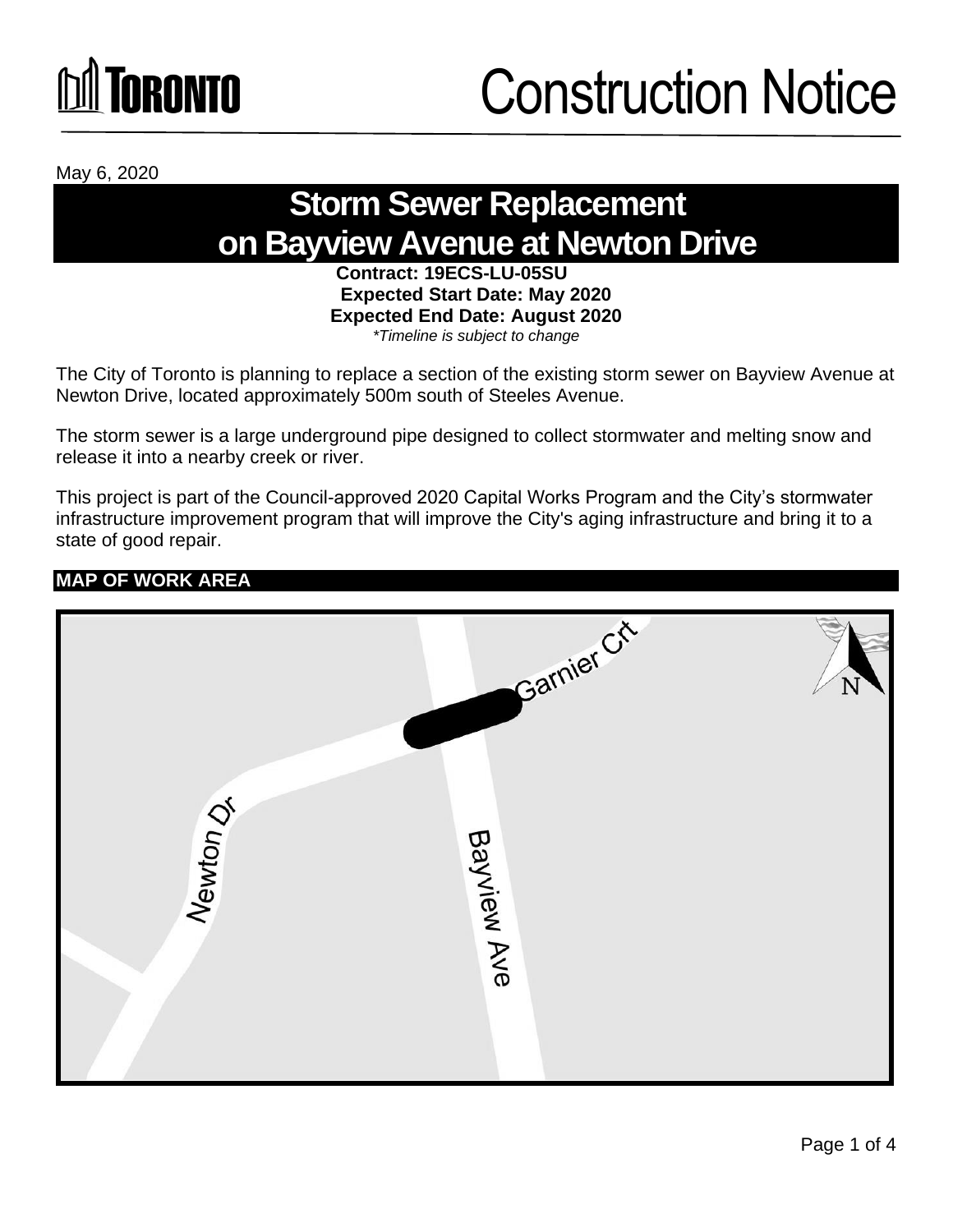# Construction Notice

May 6, 2020

## Storm Sewer Replacement on Bayview Avenue at Newton Drive

**Contract: 19ECS-LU-05SU**
**Expected Start Date: May 2020**
**Expected End Date: August 2020**
*\*Timeline is subject to change*

The City of Toronto is planning to replace a section of the existing storm sewer on Bayview Avenue at Newton Drive, located approximately 500m south of Steeles Avenue.

The storm sewer is a large underground pipe designed to collect stormwater and melting snow and release it into a nearby creek or river.

This project is part of the Council-approved 2020 Capital Works Program and the City's stormwater infrastructure improvement program that will improve the City's aging infrastructure and bring it to a state of good repair.

### MAP OF WORK AREA

Garnier Crt

Newton Dr

Bayview Ave

N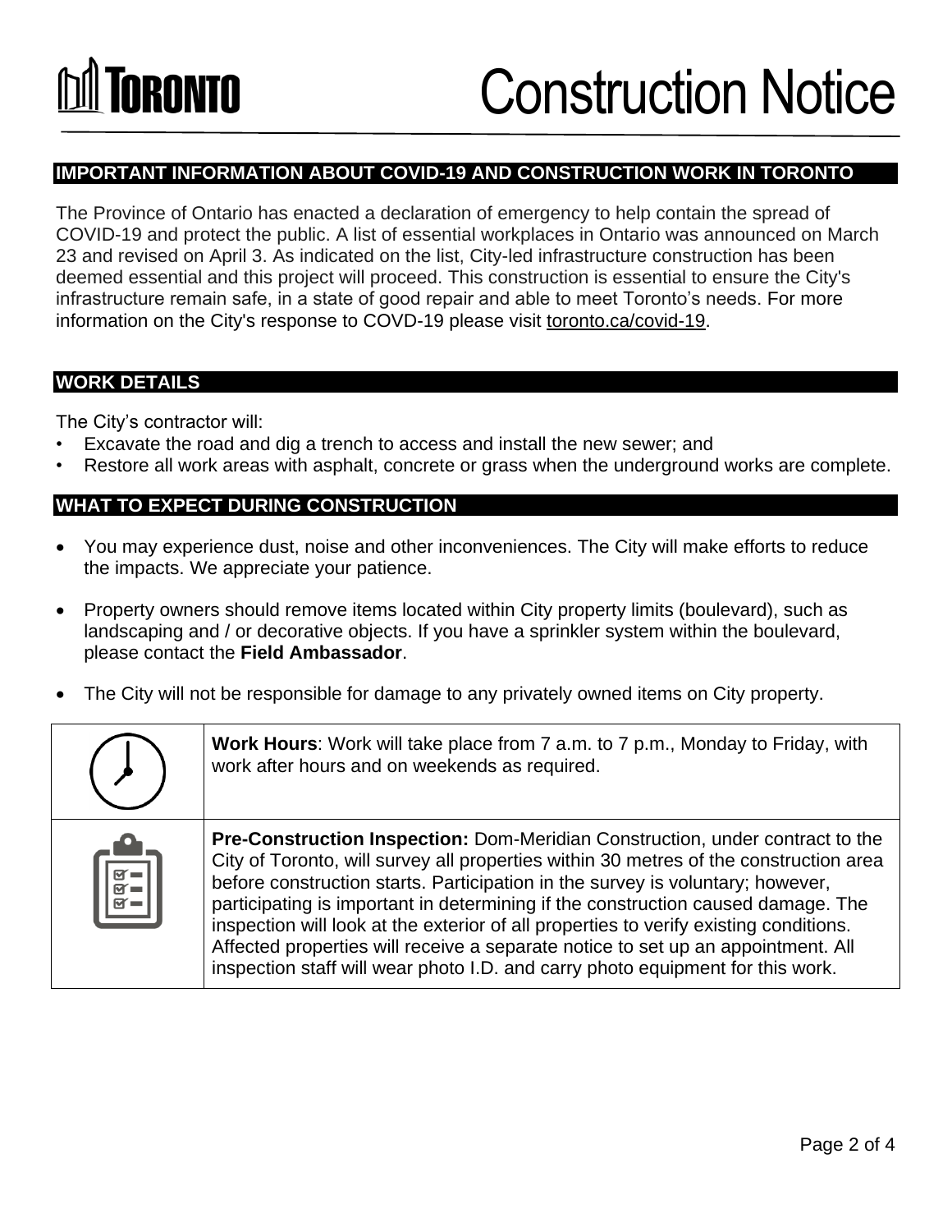# Construction Notice

## IMPORTANT INFORMATION ABOUT COVID-19 AND CONSTRUCTION WORK IN TORONTO

The Province of Ontario has enacted a declaration of emergency to help contain the spread of COVID-19 and protect the public. A list of essential workplaces in Ontario was announced on March 23 and revised on April 3. As indicated on the list, City-led infrastructure construction has been deemed essential and this project will proceed. This construction is essential to ensure the City's infrastructure remain safe, in a state of good repair and able to meet Toronto's needs. For more information on the City's response to COVD-19 please visit toronto.ca/covid-19.

## WORK DETAILS

The City's contractor will:

- Excavate the road and dig a trench to access and install the new sewer; and
- Restore all work areas with asphalt, concrete or grass when the underground works are complete.

## WHAT TO EXPECT DURING CONSTRUCTION

- You may experience dust, noise and other inconveniences. The City will make efforts to reduce the impacts. We appreciate your patience.
- Property owners should remove items located within City property limits (boulevard), such as landscaping and / or decorative objects. If you have a sprinkler system within the boulevard, please contact the **Field Ambassador**.
- The City will not be responsible for damage to any privately owned items on City property.

**Work Hours**: Work will take place from 7 a.m. to 7 p.m., Monday to Friday, with work after hours and on weekends as required.

**Pre-Construction Inspection:** Dom-Meridian Construction, under contract to the City of Toronto, will survey all properties within 30 metres of the construction area before construction starts. Participation in the survey is voluntary; however, participating is important in determining if the construction caused damage. The inspection will look at the exterior of all properties to verify existing conditions. Affected properties will receive a separate notice to set up an appointment. All inspection staff will wear photo I.D. and carry photo equipment for this work.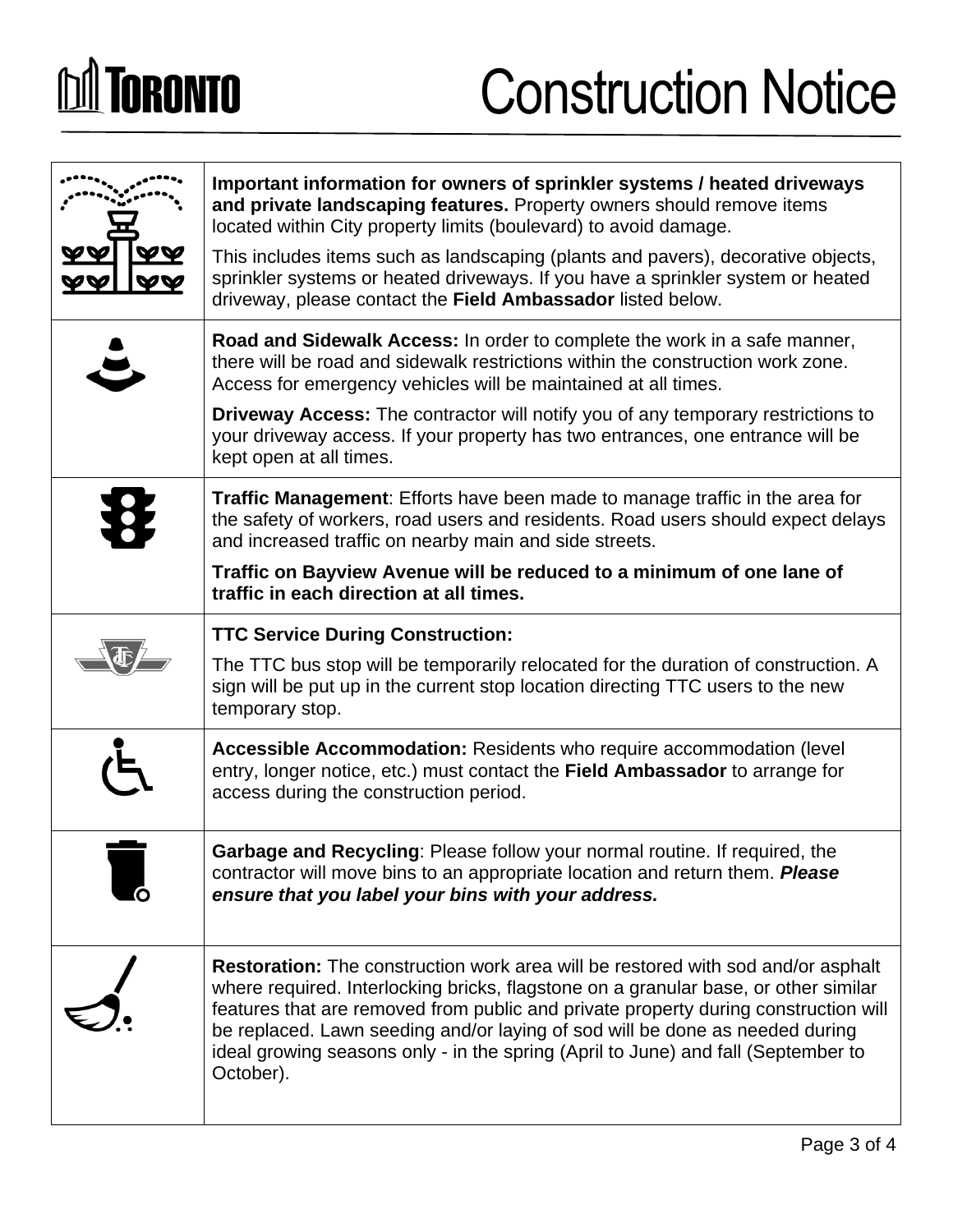# Construction Notice

| | |
|---|---|
| | **Important information for owners of sprinkler systems / heated driveways and private landscaping features.** Property owners should remove items located within City property limits (boulevard) to avoid damage.<br><br>This includes items such as landscaping (plants and pavers), decorative objects, sprinkler systems or heated driveways. If you have a sprinkler system or heated driveway, please contact the **Field Ambassador** listed below. |
| | **Road and Sidewalk Access:** In order to complete the work in a safe manner, there will be road and sidewalk restrictions within the construction work zone. Access for emergency vehicles will be maintained at all times.<br><br>**Driveway Access:** The contractor will notify you of any temporary restrictions to your driveway access. If your property has two entrances, one entrance will be kept open at all times. |
| | **Traffic Management**: Efforts have been made to manage traffic in the area for the safety of workers, road users and residents. Road users should expect delays and increased traffic on nearby main and side streets.<br><br>**Traffic on Bayview Avenue will be reduced to a minimum of one lane of traffic in each direction at all times.** |
| | **TTC Service During Construction:**<br><br>The TTC bus stop will be temporarily relocated for the duration of construction. A sign will be put up in the current stop location directing TTC users to the new temporary stop. |
| | **Accessible Accommodation:** Residents who require accommodation (level entry, longer notice, etc.) must contact the **Field Ambassador** to arrange for access during the construction period. |
| | **Garbage and Recycling**: Please follow your normal routine. If required, the contractor will move bins to an appropriate location and return them. ***Please ensure that you label your bins with your address.*** |
| | **Restoration:** The construction work area will be restored with sod and/or asphalt where required. Interlocking bricks, flagstone on a granular base, or other similar features that are removed from public and private property during construction will be replaced. Lawn seeding and/or laying of sod will be done as needed during ideal growing seasons only - in the spring (April to June) and fall (September to October). |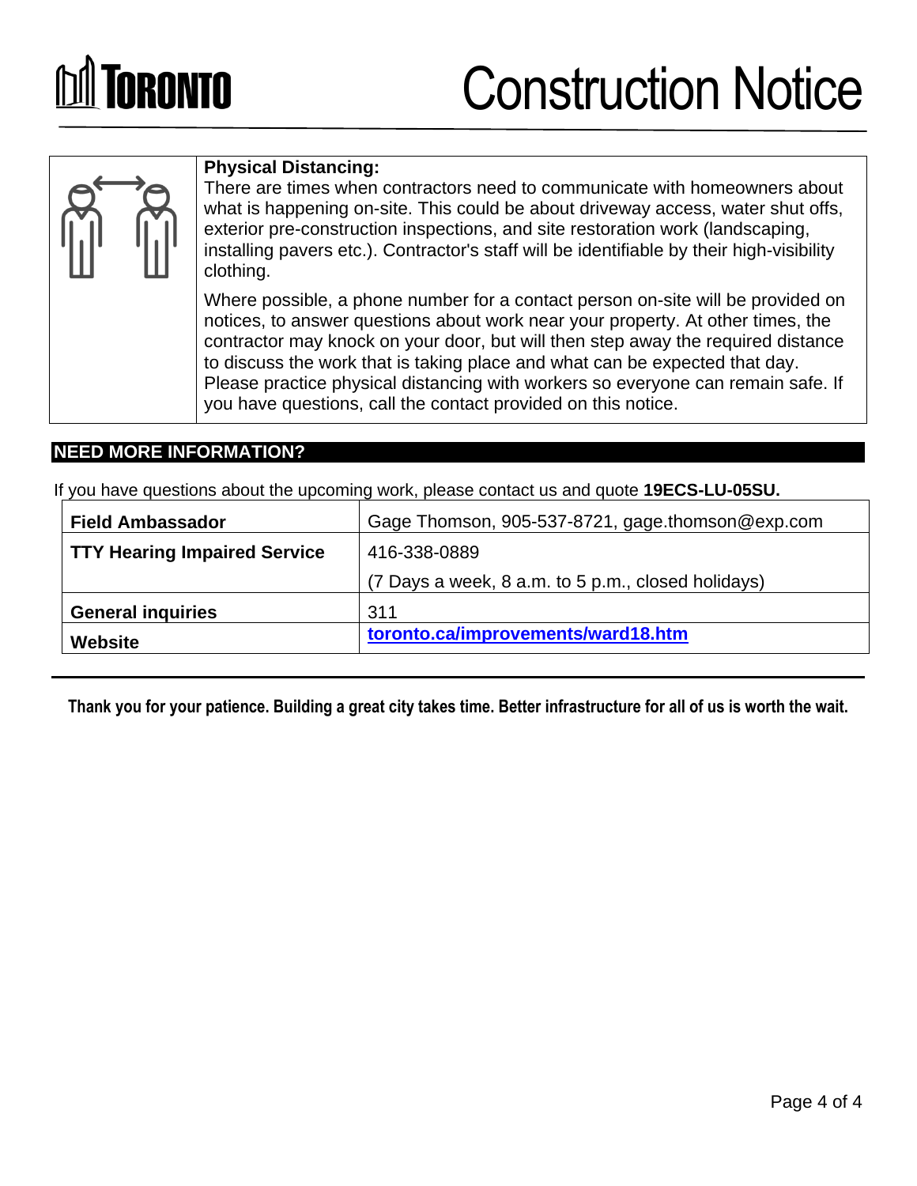# Construction Notice

**Physical Distancing:**

There are times when contractors need to communicate with homeowners about what is happening on-site. This could be about driveway access, water shut offs, exterior pre-construction inspections, and site restoration work (landscaping, installing pavers etc.). Contractor's staff will be identifiable by their high-visibility clothing.

Where possible, a phone number for a contact person on-site will be provided on notices, to answer questions about work near your property. At other times, the contractor may knock on your door, but will then step away the required distance to discuss the work that is taking place and what can be expected that day. Please practice physical distancing with workers so everyone can remain safe. If you have questions, call the contact provided on this notice.

## NEED MORE INFORMATION?

If you have questions about the upcoming work, please contact us and quote **19ECS-LU-05SU.**

| | |
|---|---|
| **Field Ambassador** | Gage Thomson, 905-537-8721, gage.thomson@exp.com |
| **TTY Hearing Impaired Service** | 416-338-0889<br>(7 Days a week, 8 a.m. to 5 p.m., closed holidays) |
| **General inquiries** | 311 |
| **Website** | **toronto.ca/improvements/ward18.htm** |

**Thank you for your patience. Building a great city takes time. Better infrastructure for all of us is worth the wait.**